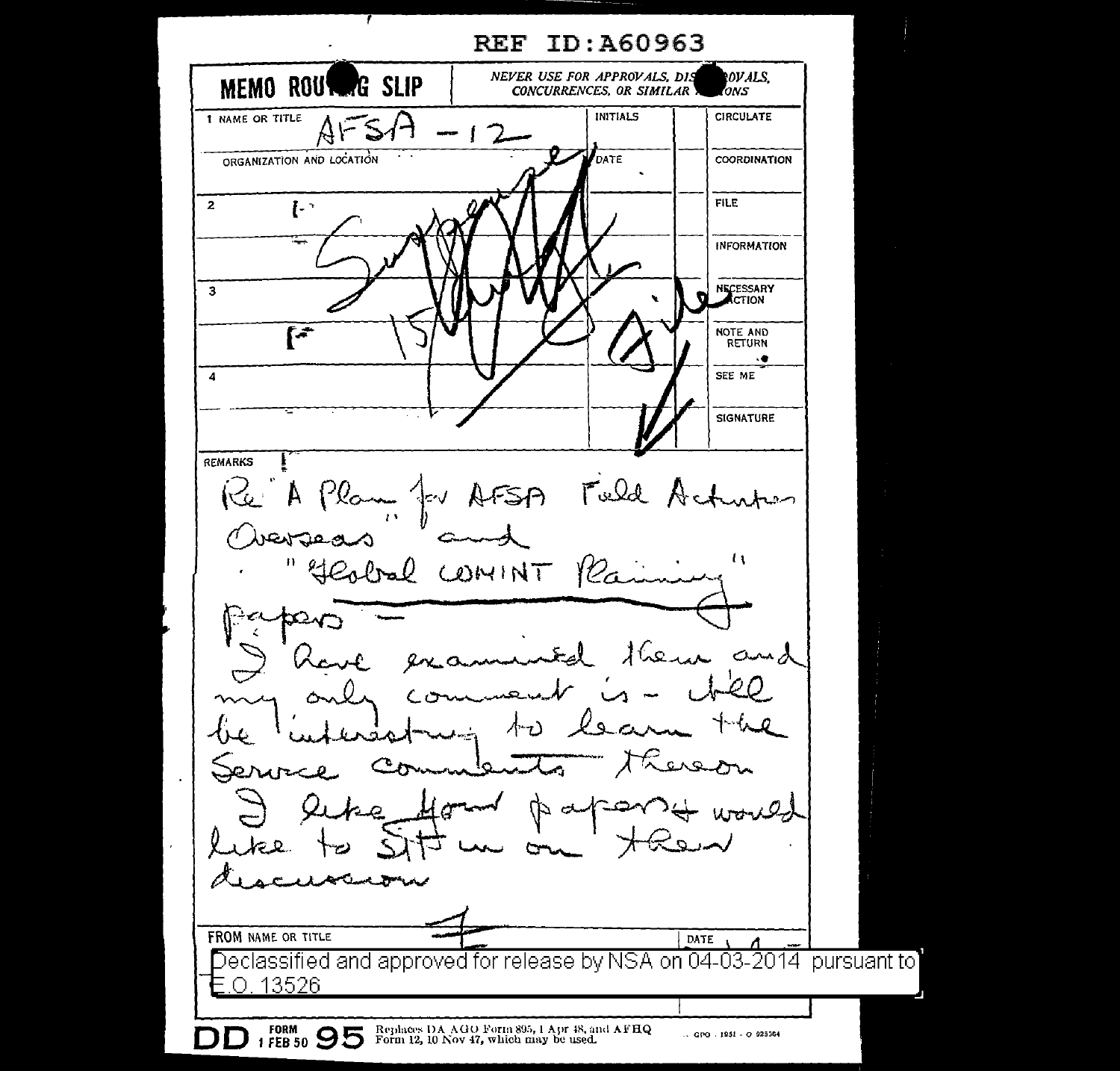REF ID:A60963

**MEMO ROUTING SLIP**

NEVER USE FOR APPROVALS, DISAPPROVALS, CONCURRENCES, OR SIMILAR ACTIONS

| | NAME OR TITLE | INITIALS | | |
|---|---|---|---|---|
| 1 | AFSA - 12 | | | CIRCULATE |
| | ORGANIZATION AND LOCATION | DATE | | COORDINATION |
| 2 | | | | FILE |
| | | | | INFORMATION |
| 3 | | | | NECESSARY ACTION |
| | | | | NOTE AND RETURN |
| 4 | | | | SEE ME |
| | | | | SIGNATURE |

Suspense 15 ... File

REMARKS

Re "A Plan for AFSA Field Activities Overseas" and "Global COMINT Planning" papers –

I have examined them and my only comment is – It'll be interesting to learn the Service comments thereon

I like your papers & would like to sit in on their discussion

FROM NAME OR TITLE

DATE

Declassified and approved for release by NSA on 04-03-2014 pursuant to E.O. 13526

DD FORM 1 FEB 50 95 Replaces DA AGO Form 895, 1 Apr 48, and AFHQ Form 12, 10 Nov 47, which may be used.

GPO : 1951 - O 925364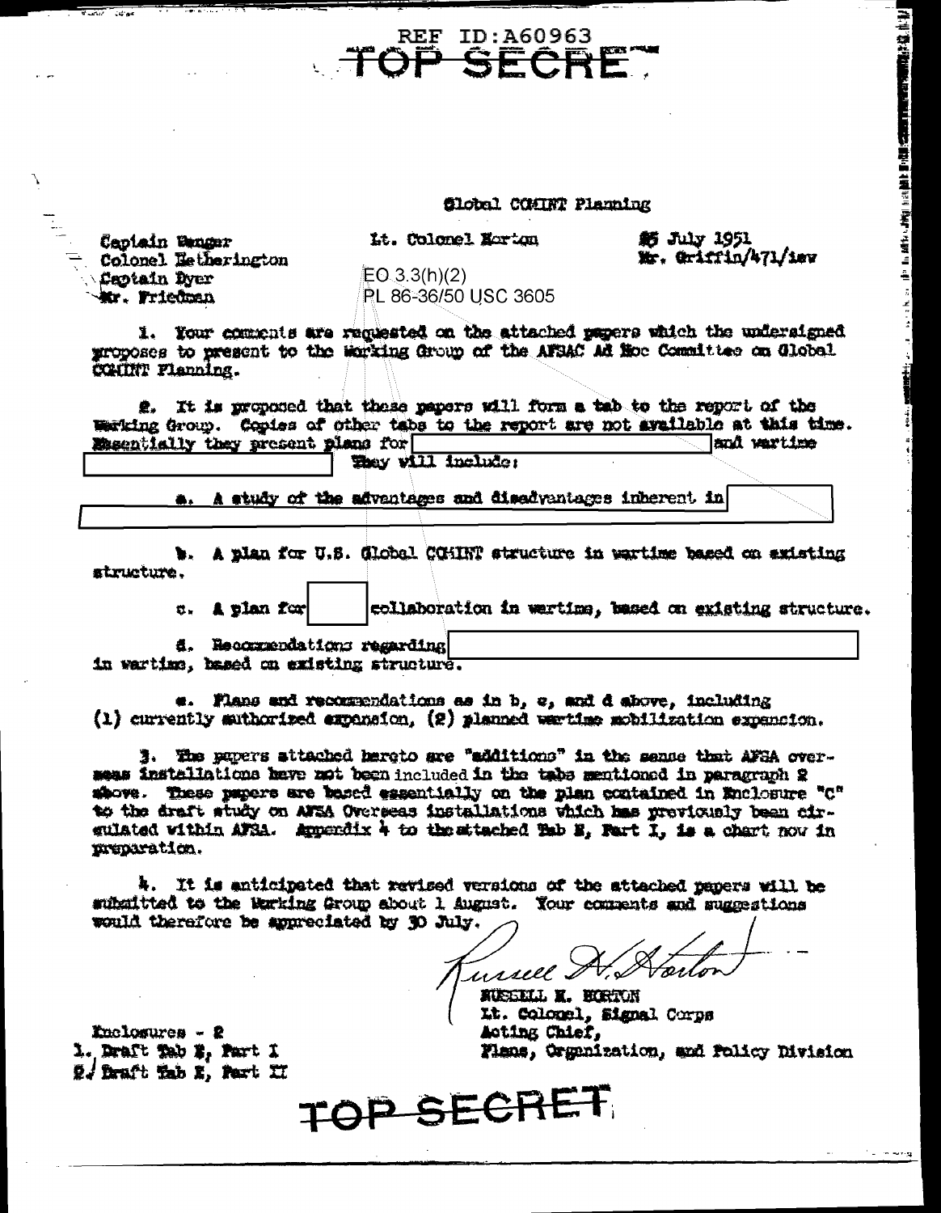REF ID:A60963

TOP SECRET

Global COMINT Planning

Captain Wenger
Colonel Hetherington
Captain Dyer
Mr. Friedman

Lt. Colonel Horton

25 July 1951
Mr. Griffin/471/iew

EO 3.3(h)(2)
PL 86-36/50 USC 3605

1. Your comments are requested on the attached papers which the undersigned proposes to present to the Working Group of the AFSAC Ad Hoc Committee on Global COMINT Planning.

2. It is proposed that these papers will form a tab to the report of the Working Group. Copies of other tabs to the report are not available at this time. Essentially they present plans for [                    ] and wartime [                    ]. They will include:

a. A study of the advantages and disadvantages inherent in [                    ]

b. A plan for U.S. Global COMINT structure in wartime based on existing structure.

c. A plan for [          ] collaboration in wartime, based on existing structure.

d. Recommendations regarding [                    ] in wartime, based on existing structure.

e. Plans and recommendations as in b, c, and d above, including (1) currently authorized expansion, (2) planned wartime mobilization expansion.

3. The papers attached hereto are "additions" in the sense that AFSA overseas installations have not been included in the tabs mentioned in paragraph 2 above. These papers are based essentially on the plan contained in Enclosure "C" to the draft study on AFSA Overseas installations which has previously been circulated within AFSA. Appendix 4 to the attached Tab E, Part I, is a chart now in preparation.

4. It is anticipated that revised versions of the attached papers will be submitted to the Working Group about 1 August. Your comments and suggestions would therefore be appreciated by 30 July.

Russell H. Horton

RUSSELL H. HORTON
Lt. Colonel, Signal Corps
Acting Chief,
Plans, Organization, and Policy Division

Enclosures - 2
1. Draft Tab E, Part I
2. Draft Tab E, Part II

TOP SECRET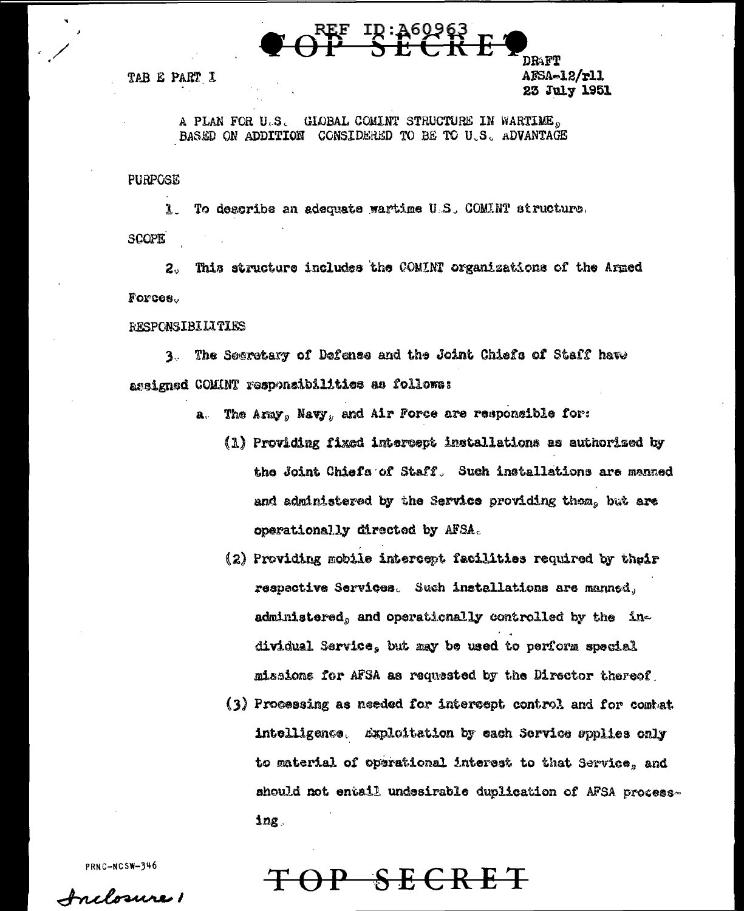TAB E PART I

DRAFT
AFSA-12/rll
23 July 1951

A PLAN FOR U.S. GLOBAL COMINT STRUCTURE IN WARTIME, BASED ON ADDITION CONSIDERED TO BE TO U.S. ADVANTAGE

PURPOSE

1. To describe an adequate wartime U.S. COMINT structure.

SCOPE

2. This structure includes the COMINT organizations of the Armed Forces.

RESPONSIBILITIES

3. The Secretary of Defense and the Joint Chiefs of Staff have assigned COMINT responsibilities as follows:

a. The Army, Navy, and Air Force are responsible for:

(1) Providing fixed intercept installations as authorized by the Joint Chiefs of Staff. Such installations are manned and administered by the Service providing them, but are operationally directed by AFSA.

(2) Providing mobile intercept facilities required by their respective Services. Such installations are manned, administered, and operationally controlled by the individual Service, but may be used to perform special missions for AFSA as requested by the Director thereof.

(3) Processing as needed for intercept control and for combat intelligence. Exploitation by each Service applies only to material of operational interest to that Service, and should not entail undesirable duplication of AFSA processing.

PRNC-NCSW-346

Inclosure 1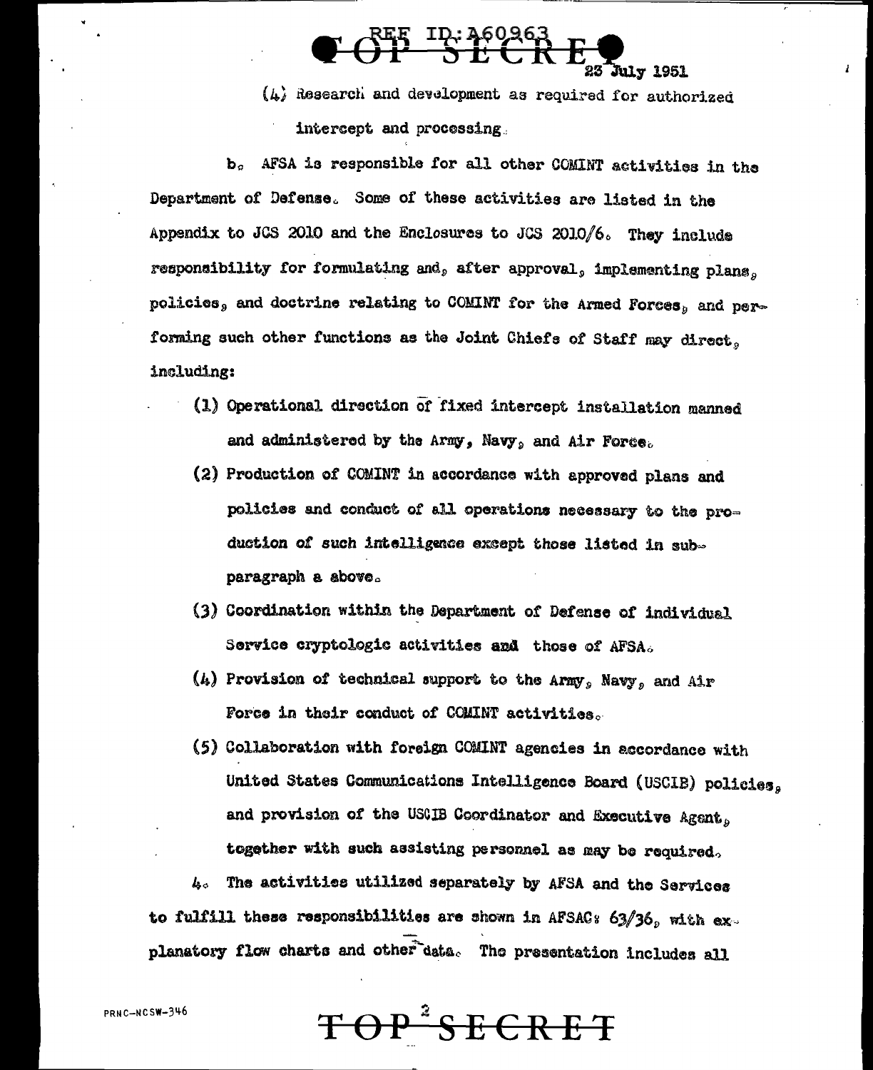(4) Research and development as required for authorized intercept and processing.

b. AFSA is responsible for all other COMINT activities in the Department of Defense. Some of these activities are listed in the Appendix to JCS 2010 and the Enclosures to JCS 2010/6. They include responsibility for formulating and, after approval, implementing plans, policies, and doctrine relating to COMINT for the Armed Forces, and performing such other functions as the Joint Chiefs of Staff may direct, including:

(1) Operational direction of fixed intercept installation manned and administered by the Army, Navy, and Air Force.

(2) Production of COMINT in accordance with approved plans and policies and conduct of all operations necessary to the production of such intelligence except those listed in sub-paragraph a above.

(3) Coordination within the Department of Defense of individual Service cryptologic activities and those of AFSA.

(4) Provision of technical support to the Army, Navy, and Air Force in their conduct of COMINT activities.

(5) Collaboration with foreign COMINT agencies in accordance with United States Communications Intelligence Board (USCIB) policies, and provision of the USCIB Coordinator and Executive Agent, together with such assisting personnel as may be required.

4. The activities utilized separately by AFSA and the Services to fulfill these responsibilities are shown in AFSAC: 63/36, with explanatory flow charts and other data. The presentation includes all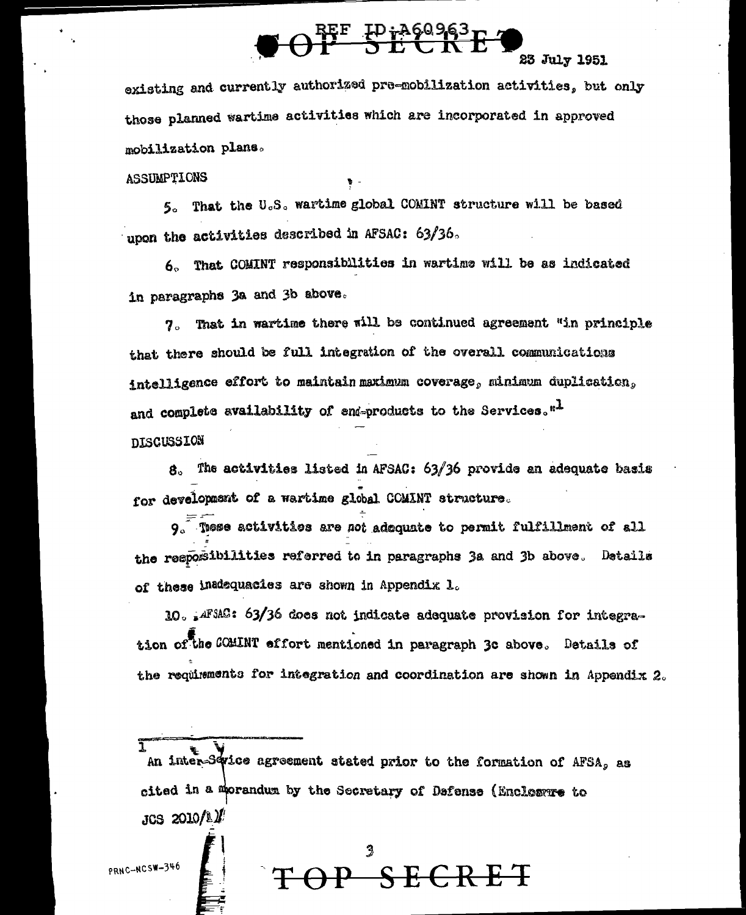existing and currently authorized pre-mobilization activities, but only those planned wartime activities which are incorporated in approved mobilization plans.

ASSUMPTIONS

5. That the U.S. wartime global COMINT structure will be based upon the activities described in AFSAC: 63/36.

6. That COMINT responsibilities in wartime will be as indicated in paragraphs 3a and 3b above.

7. That in wartime there will be continued agreement "in principle that there should be full integration of the overall communications intelligence effort to maintain maximum coverage, minimum duplication, and complete availability of end-products to the Services."[1]

DISCUSSION

8. The activities listed in AFSAC: 63/36 provide an adequate basis for development of a wartime global COMINT structure.

9. These activities are not adequate to permit fulfillment of all the responsibilities referred to in paragraphs 3a and 3b above. Details of these inadequacies are shown in Appendix 1.

10. AFSAC: 63/36 does not indicate adequate provision for integration of the COMINT effort mentioned in paragraph 3c above. Details of the requirements for integration and coordination are shown in Appendix 2.

---

[1] An inter-Service agreement stated prior to the formation of AFSA, as cited in a memorandum by the Secretary of Defense (Enclosure to JCS 2010/1).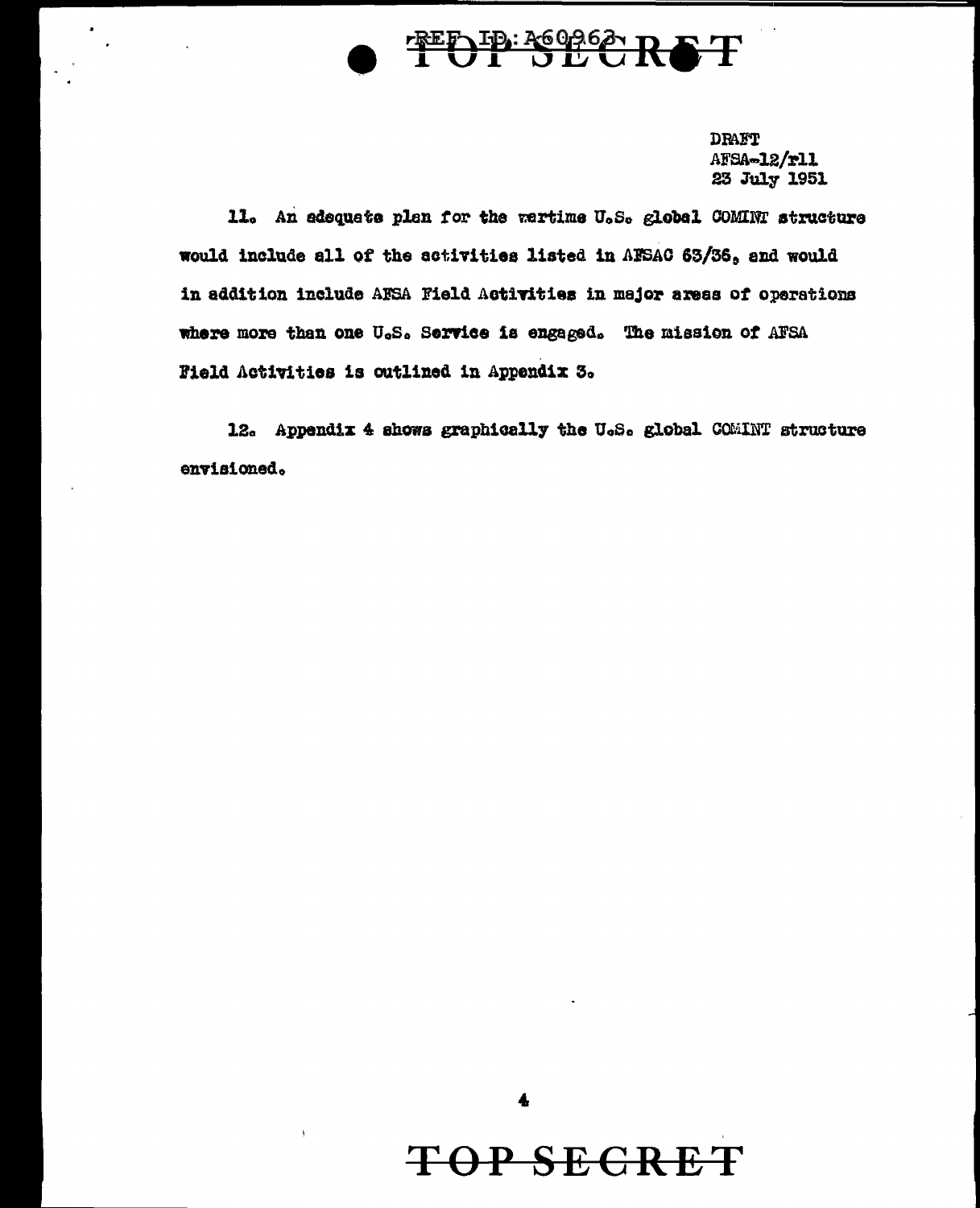DRAFT
AFSA-12/rll
23 July 1951

11. An adequate plan for the wartime U.S. global COMINT structure would include all of the activities listed in AFSAC 63/36, and would in addition include AFSA Field Activities in major areas of operations where more than one U.S. Service is engaged. The mission of AFSA Field Activities is outlined in Appendix 3.

12. Appendix 4 shows graphically the U.S. global COMINT structure envisioned.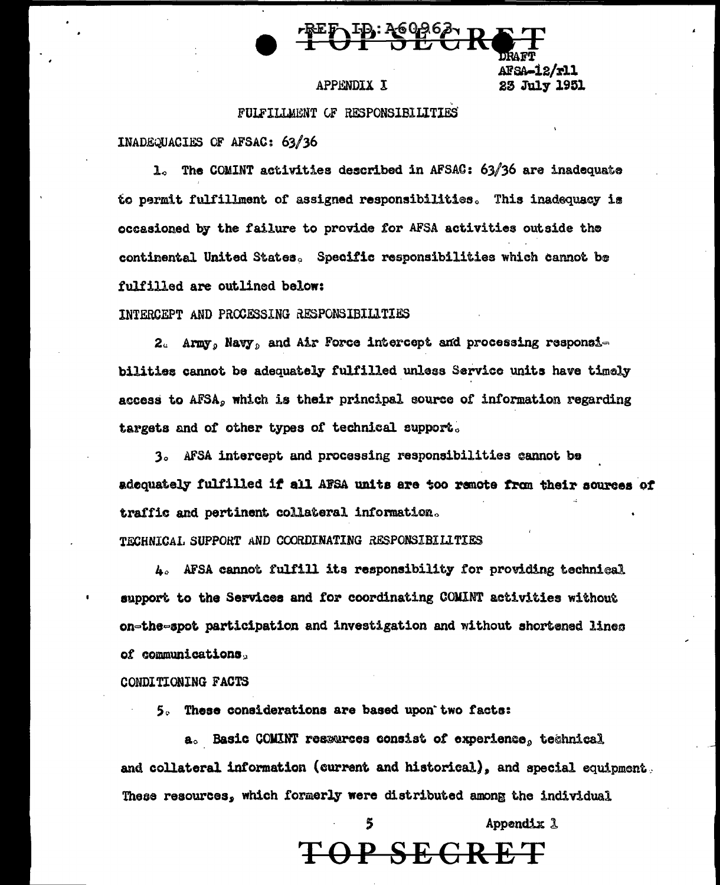DRAFT
AFSA-12/rll
23 July 1951

APPENDIX I

FULFILLMENT OF RESPONSIBILITIES

INADEQUACIES OF AFSAC: 63/36

1. The COMINT activities described in AFSAC: 63/36 are inadequate to permit fulfillment of assigned responsibilities. This inadequacy is occasioned by the failure to provide for AFSA activities outside the continental United States. Specific responsibilities which cannot be fulfilled are outlined below:

INTERCEPT AND PROCESSING RESPONSIBILITIES

2. Army, Navy, and Air Force intercept and processing responsibilities cannot be adequately fulfilled unless Service units have timely access to AFSA, which is their principal source of information regarding targets and of other types of technical support.

3. AFSA intercept and processing responsibilities cannot be adequately fulfilled if all AFSA units are too remote from their sources of traffic and pertinent collateral information.

TECHNICAL SUPPORT AND COORDINATING RESPONSIBILITIES

4. AFSA cannot fulfill its responsibility for providing technical support to the Services and for coordinating COMINT activities without on-the-spot participation and investigation and without shortened lines of communications.

CONDITIONING FACTS

5. These considerations are based upon two facts:

a. Basic COMINT resources consist of experience, technical and collateral information (current and historical), and special equipment. These resources, which formerly were distributed among the individual

5 Appendix I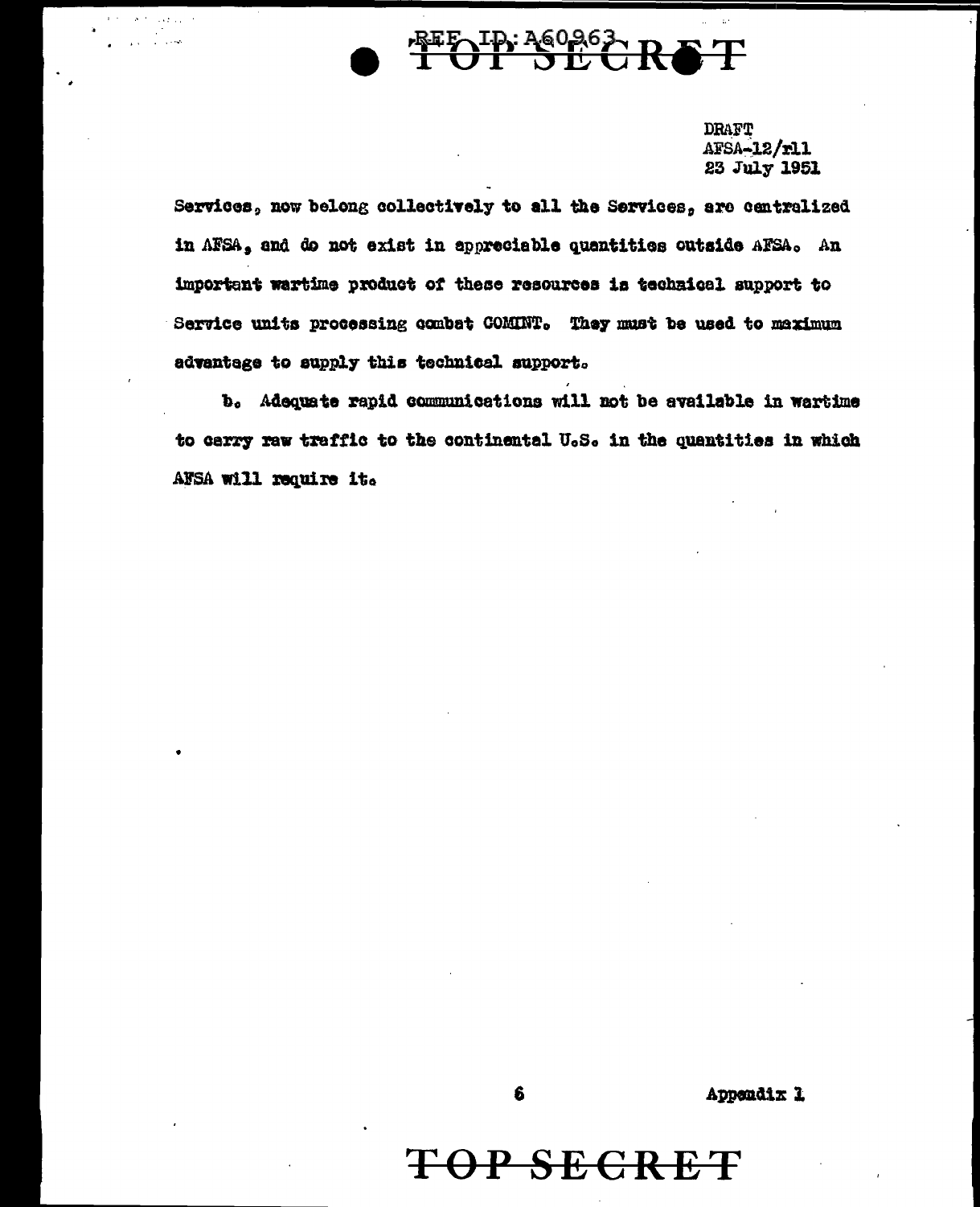DRAFT
AFSA-12/rll
23 July 1951

Services, now belong collectively to all the Services, are centralized in AFSA, and do not exist in appreciable quantities outside AFSA. An important wartime product of these resources is technical support to Service units processing combat COMINT. They must be used to maximum advantage to supply this technical support.

b. Adequate rapid communications will not be available in wartime to carry raw traffic to the continental U.S. in the quantities in which AFSA will require it.

Appendix 1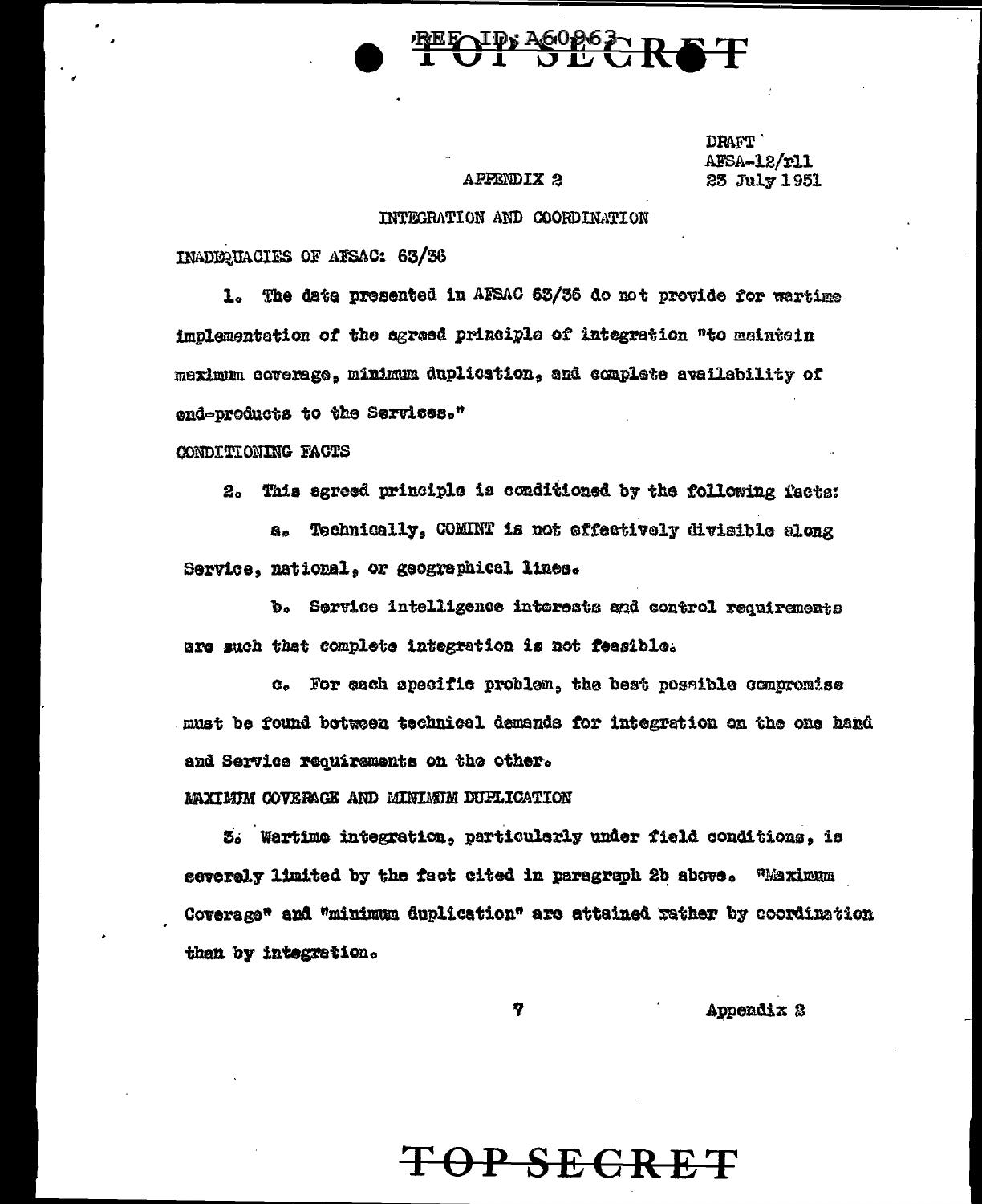DRAFT
AFSA-12/rll
23 July 1951

APPENDIX 2

INTEGRATION AND COORDINATION

INADEQUACIES OF AFSAC: 63/36

1. The data presented in AFSAC 63/36 do not provide for wartime implementation of the agreed principle of integration "to maintain maximum coverage, minimum duplication, and complete availability of end-products to the Services."

CONDITIONING FACTS

2. This agreed principle is conditioned by the following facts:

a. Technically, COMINT is not effectively divisible along Service, national, or geographical lines.

b. Service intelligence interests and control requirements are such that complete integration is not feasible.

c. For each specific problem, the best possible compromise must be found between technical demands for integration on the one hand and Service requirements on the other.

MAXIMUM COVERAGE AND MINIMUM DUPLICATION

3. Wartime integration, particularly under field conditions, is severely limited by the fact cited in paragraph 2b above. "Maximum Coverage" and "minimum duplication" are attained rather by coordination than by integration.

Appendix 2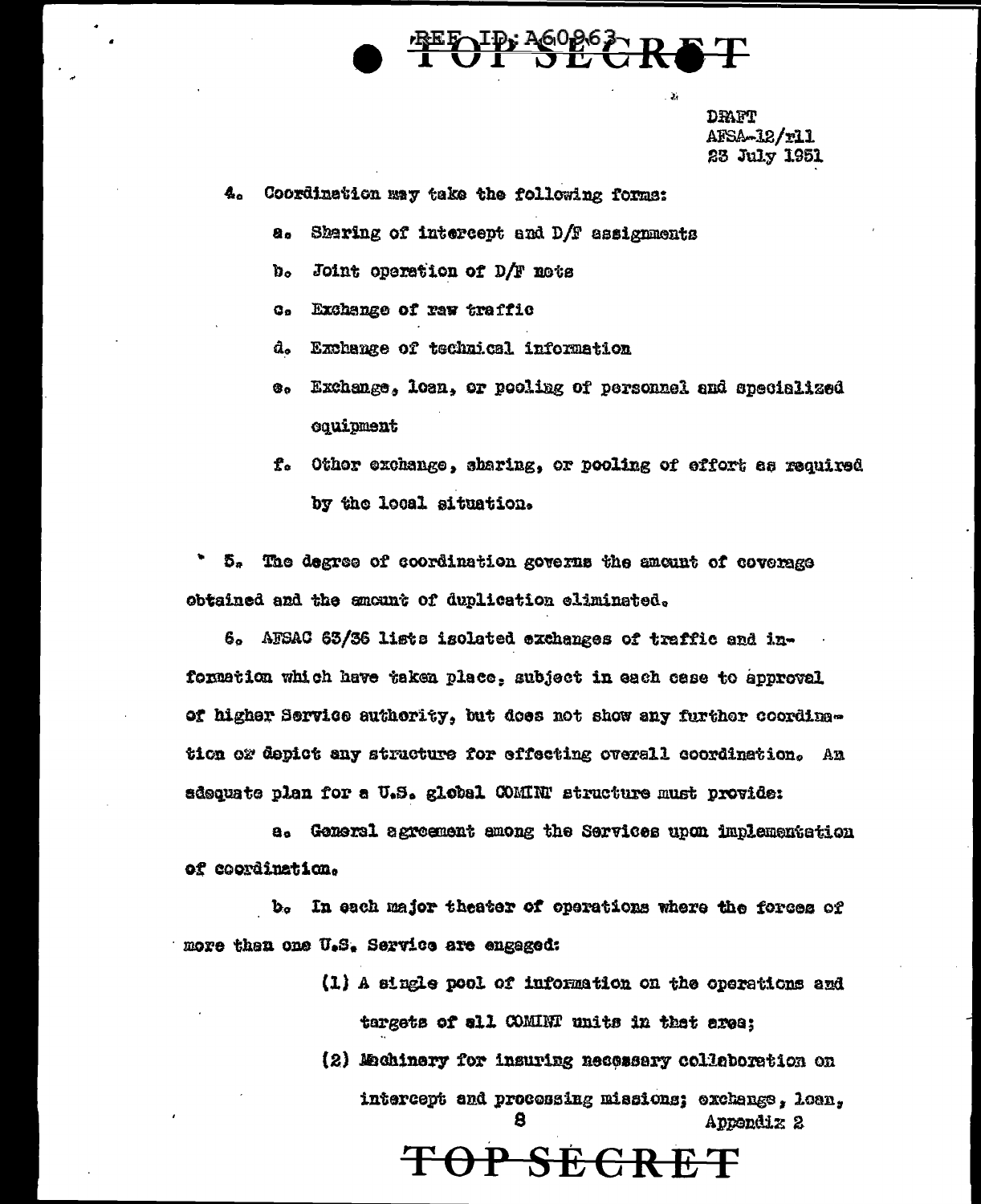DRAFT
AFSA-12/rll
23 July 1951

4. Coordination may take the following forms:

a. Sharing of intercept and D/F assignments

b. Joint operation of D/F nets

c. Exchange of raw traffic

d. Exchange of technical information

e. Exchange, loan, or pooling of personnel and specialized equipment

f. Other exchange, sharing, or pooling of effort as required by the local situation.

5. The degree of coordination governs the amount of coverage obtained and the amount of duplication eliminated.

6. AFSAC 63/36 lists isolated exchanges of traffic and information which have taken place, subject in each case to approval of higher Service authority, but does not show any further coordination or depict any structure for effecting overall coordination. An adequate plan for a U.S. global COMINT structure must provide:

a. General agreement among the Services upon implementation of coordination.

b. In each major theater of operations where the forces of more than one U.S. Service are engaged:

(1) A single pool of information on the operations and targets of all COMINT units in that area;

(2) Machinery for insuring necessary collaboration on intercept and processing missions; exchange, loan,

Appendix 2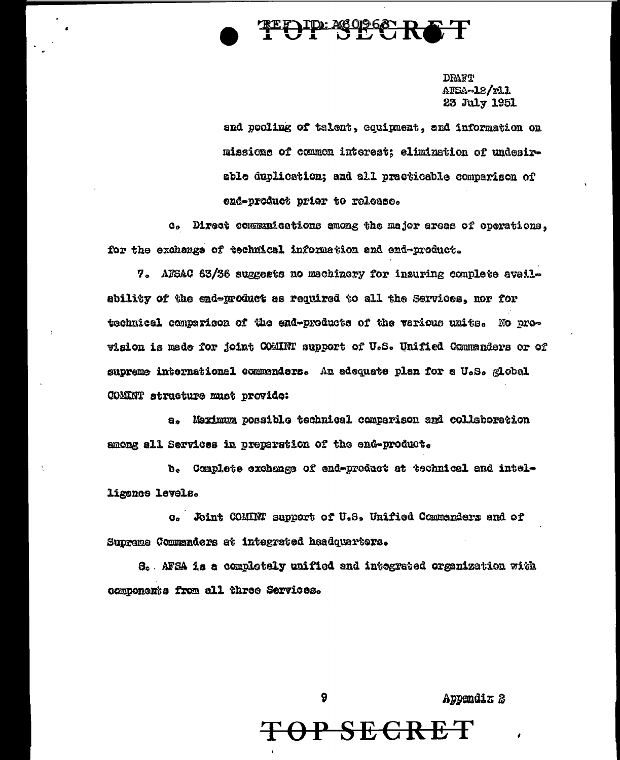TOP SECRET

DRAFT
AFSA-12/rll
23 July 1951

and pooling of talent, equipment, and information on missions of common interest; elimination of undesirable duplication; and all practicable comparison of end-product prior to release.

c. Direct communications among the major areas of operations, for the exchange of technical information and end-product.

7. AFSAC 63/36 suggests no machinery for insuring complete availability of the end-product as required to all the Services, nor for technical comparison of the end-products of the various units. No provision is made for joint COMINT support of U.S. Unified Commanders or of supreme international commanders. An adequate plan for a U.S. global COMINT structure must provide:

a. Maximum possible technical comparison and collaboration among all Services in preparation of the end-product.

b. Complete exchange of end-product at technical and intelligence levels.

c. Joint COMINT support of U.S. Unified Commanders and of Supreme Commanders at integrated headquarters.

8. AFSA is a completely unified and integrated organization with components from all three Services.

Appendix 2

TOP SECRET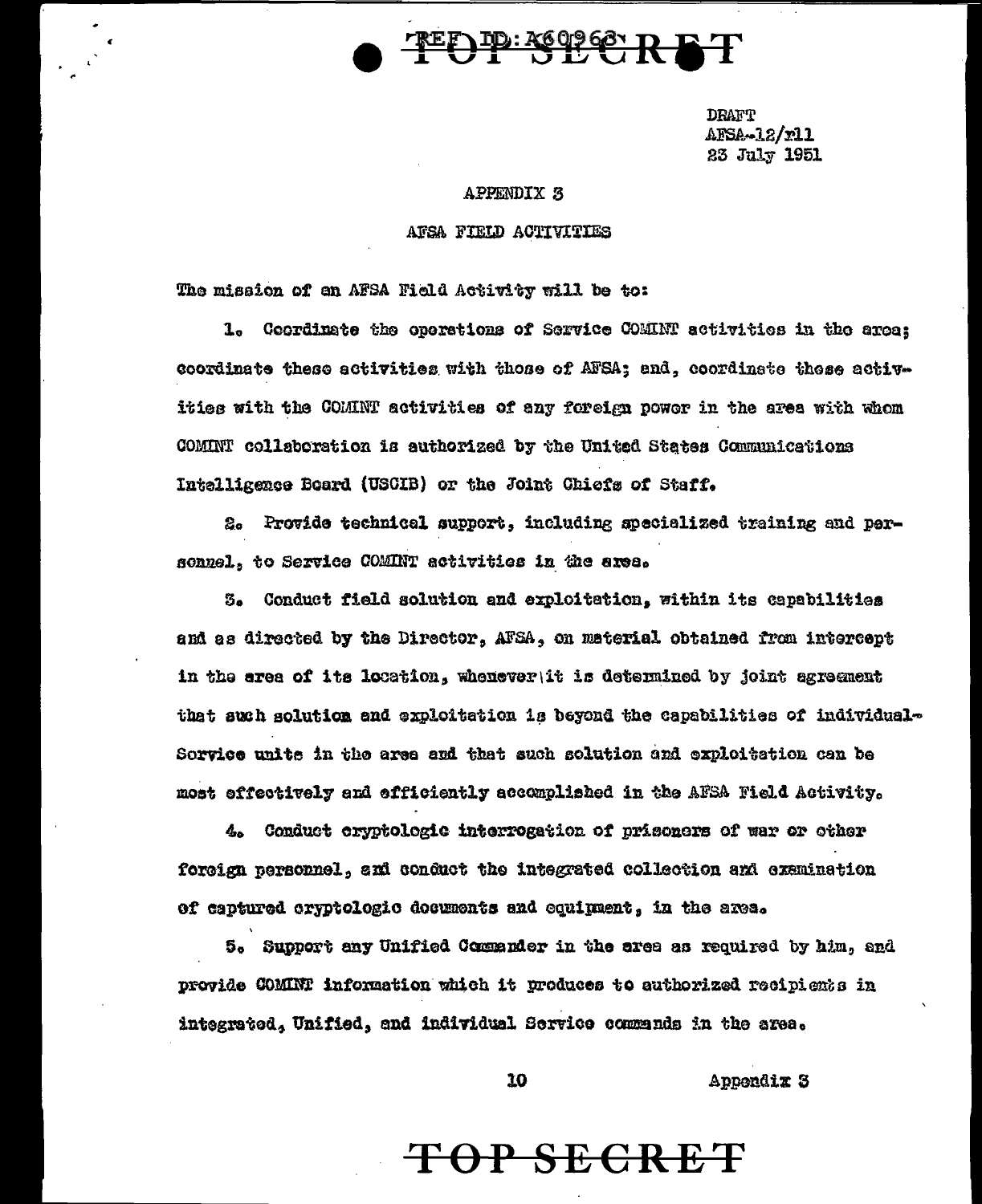DRAFT
AFSA-12/rll
23 July 1951

## APPENDIX 3

## AFSA FIELD ACTIVITIES

The mission of an AFSA Field Activity will be to:

1. Coordinate the operations of Service COMINT activities in the area; coordinate these activities with those of AFSA; and, coordinate these activities with the COMINT activities of any foreign power in the area with whom COMINT collaboration is authorized by the United States Communications Intelligence Board (USCIB) or the Joint Chiefs of Staff.

2. Provide technical support, including specialized training and personnel, to Service COMINT activities in the area.

3. Conduct field solution and exploitation, within its capabilities and as directed by the Director, AFSA, on material obtained from intercept in the area of its location, whenever it is determined by joint agreement that such solution and exploitation is beyond the capabilities of individual-Service units in the area and that such solution and exploitation can be most effectively and efficiently accomplished in the AFSA Field Activity.

4. Conduct cryptologic interrogation of prisoners of war or other foreign personnel, and conduct the integrated collection and examination of captured cryptologic documents and equipment, in the area.

5. Support any Unified Commander in the area as required by him, and provide COMINT information which it produces to authorized recipients in integrated, Unified, and individual Service commands in the area.

Appendix 3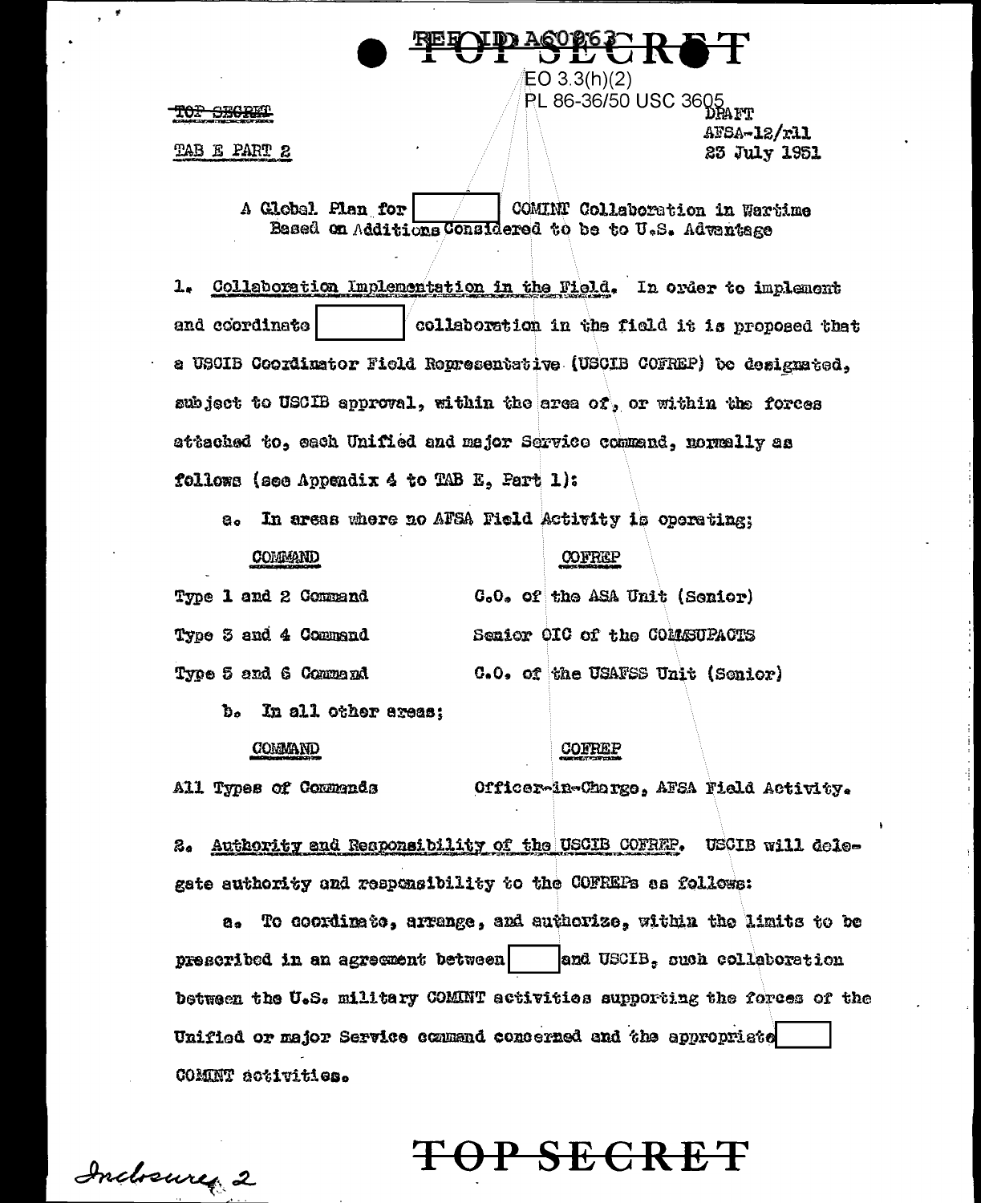TOP SECRET

EO 3.3(h)(2)
PL 86-36/50 USC 3605

TOP SECRET

TAB E PART 2

DRAFT
AFSA-12/rll
23 July 1951

A Global Plan for [ ] COMINT Collaboration in Wartime Based on Additions Considered to be to U.S. Advantage

1. Collaboration Implementation in the Field. In order to implement and coordinate [ ] collaboration in the field it is proposed that a USCIB Coordinator Field Representative (USCIB COFREP) be designated, subject to USCIB approval, within the area of, or within the forces attached to, each Unified and major Service command, normally as follows (see Appendix 4 to TAB E, Part 1):

a. In areas where no AFSA Field Activity is operating;

| COMMAND | COFREP |
|---|---|
| Type 1 and 2 Command | C.O. of the ASA Unit (Senior) |
| Type 3 and 4 Command | Senior OIC of the COMSUPACTS |
| Type 5 and 6 Command | C.O. of the USAFSS Unit (Senior) |

b. In all other areas;

| COMMAND | COFREP |
|---|---|
| All Types of Commands | Officer-in-Charge, AFSA Field Activity. |

2. Authority and Responsibility of the USCIB COFREP. USCIB will delegate authority and responsibility to the COFREPs as follows:

a. To coordinate, arrange, and authorize, within the limits to be prescribed in an agreement between [ ] and USCIB, such collaboration between the U.S. military COMINT activities supporting the forces of the Unified or major Service command concerned and the appropriate [ ] COMINT activities.

Inclosure 2

TOP SECRET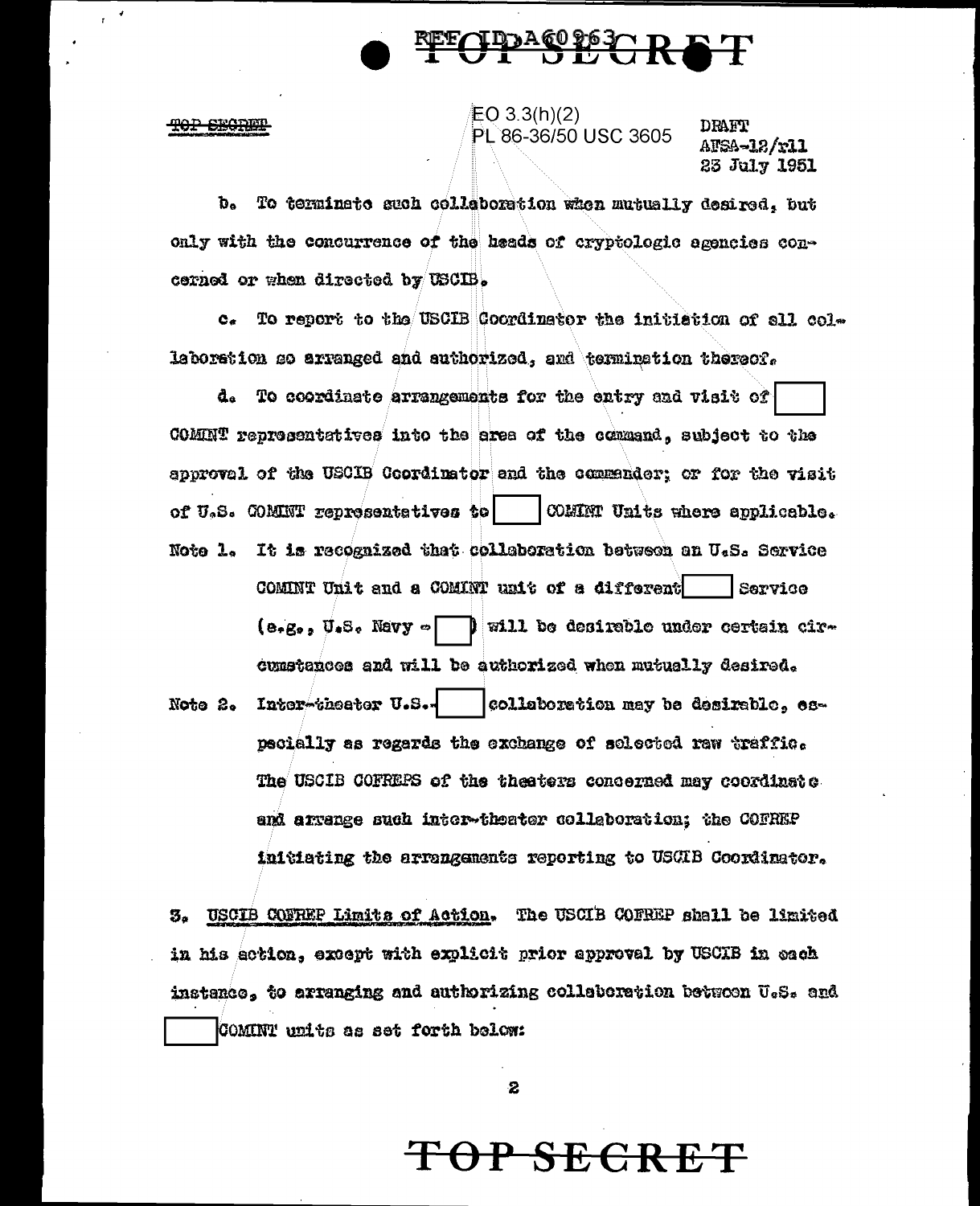TOP SECRET

EO 3.3(h)(2)
PL 86-36/50 USC 3605

DRAFT
AFSA-12/rll
23 July 1951

b. To terminate such collaboration when mutually desired, but only with the concurrence of the heads of cryptologic agencies concerned or when directed by USCIB.

c. To report to the USCIB Coordinator the initiation of all collaboration so arranged and authorized, and termination thereof.

d. To coordinate arrangements for the entry and visit of [ ] COMINT representatives into the area of the command, subject to the approval of the USCIB Coordinator and the commander; or for the visit of U.S. COMINT representatives to [ ] COMINT Units where applicable.

Note 1. It is recognized that collaboration between an U.S. Service COMINT Unit and a COMINT unit of a different [ ] Service (e.g., U.S. Navy - [ ]) will be desirable under certain circumstances and will be authorized when mutually desired.

Note 2. Inter-theater U.S.-[ ] collaboration may be desirable, especially as regards the exchange of selected raw traffic. The USCIB COFREPS of the theaters concerned may coordinate and arrange such inter-theater collaboration; the COFREP initiating the arrangements reporting to USCIB Coordinator.

3. USCIB COFREP Limits of Action. The USCIB COFREP shall be limited in his action, except with explicit prior approval by USCIB in each instance, to arranging and authorizing collaboration between U.S. and [ ] COMINT units as set forth below: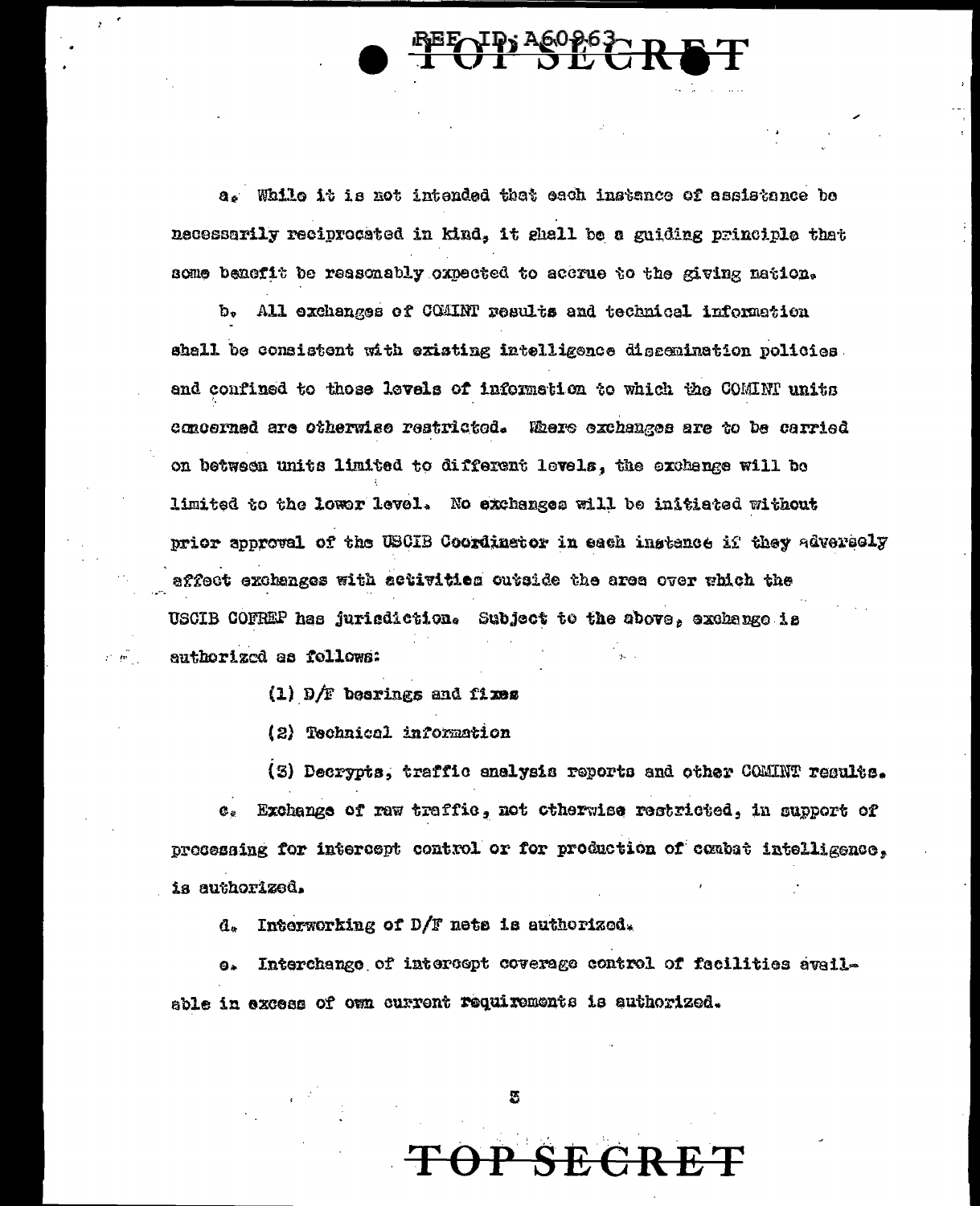a. While it is not intended that each instance of assistance be necessarily reciprocated in kind, it shall be a guiding principle that some benefit be reasonably expected to accrue to the giving nation.

b. All exchanges of COMINT results and technical information shall be consistent with existing intelligence dissemination policies and confined to those levels of information to which the COMINT units concerned are otherwise restricted. Where exchanges are to be carried on between units limited to different levels, the exchange will be limited to the lower level. No exchanges will be initiated without prior approval of the USCIB Coordinator in each instance if they adversely affect exchanges with activities outside the area over which the USCIB COFREP has jurisdiction. Subject to the above, exchange is authorized as follows:

(1) D/F bearings and fixes

(2) Technical information

(3) Decrypts, traffic analysis reports and other COMINT results.

c. Exchange of raw traffic, not otherwise restricted, in support of processing for intercept control or for production of combat intelligence, is authorized.

d. Interworking of D/F nets is authorized.

e. Interchange of intercept coverage control of facilities available in excess of own current requirements is authorized.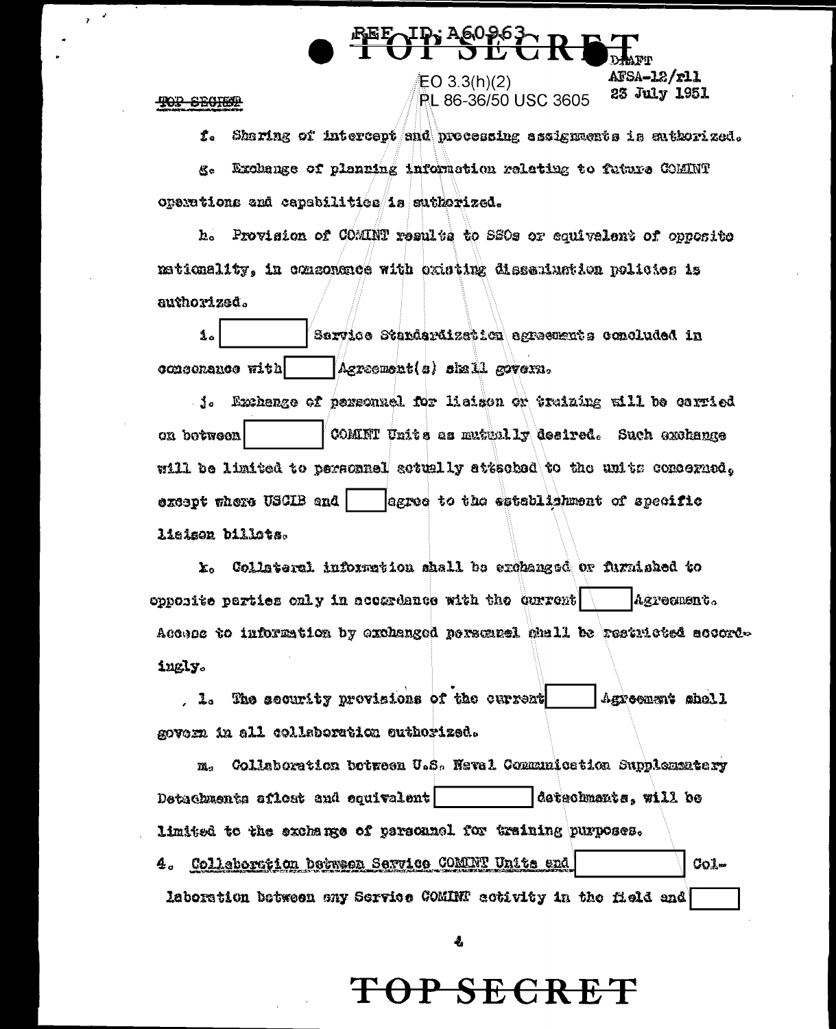f. Sharing of intercept and processing assignments is authorized.

g. Exchange of planning information relating to future COMINT operations and capabilities is authorized.

h. Provision of COMINT results to SSOs or equivalent of opposite nationality, in consonance with existing dissemination policies is authorized.

i. [ ] Service Standardization agreements concluded in consonance with [ ] Agreement(s) shall govern.

j. Exchange of personnel for liaison or training will be carried on between [ ] COMINT Units as mutually desired. Such exchange will be limited to personnel actually attached to the units concerned, except where USCIB and [ ] agree to the establishment of specific liaison billets.

k. Collateral information shall be exchanged or furnished to opposite parties only in accordance with the current [ ] Agreement. Access to information by exchanged personnel shall be restricted accordingly.

l. The security provisions of the current [ ] Agreement shall govern in all collaboration authorized.

m. Collaboration between U.S. Naval Communication Supplementary Detachments afloat and equivalent [ ] detachments, will be limited to the exchange of personnel for training purposes.

4. <u>Collaboration between Service COMINT Units and</u> [ ] Collaboration between any Service COMINT activity in the field and [ ]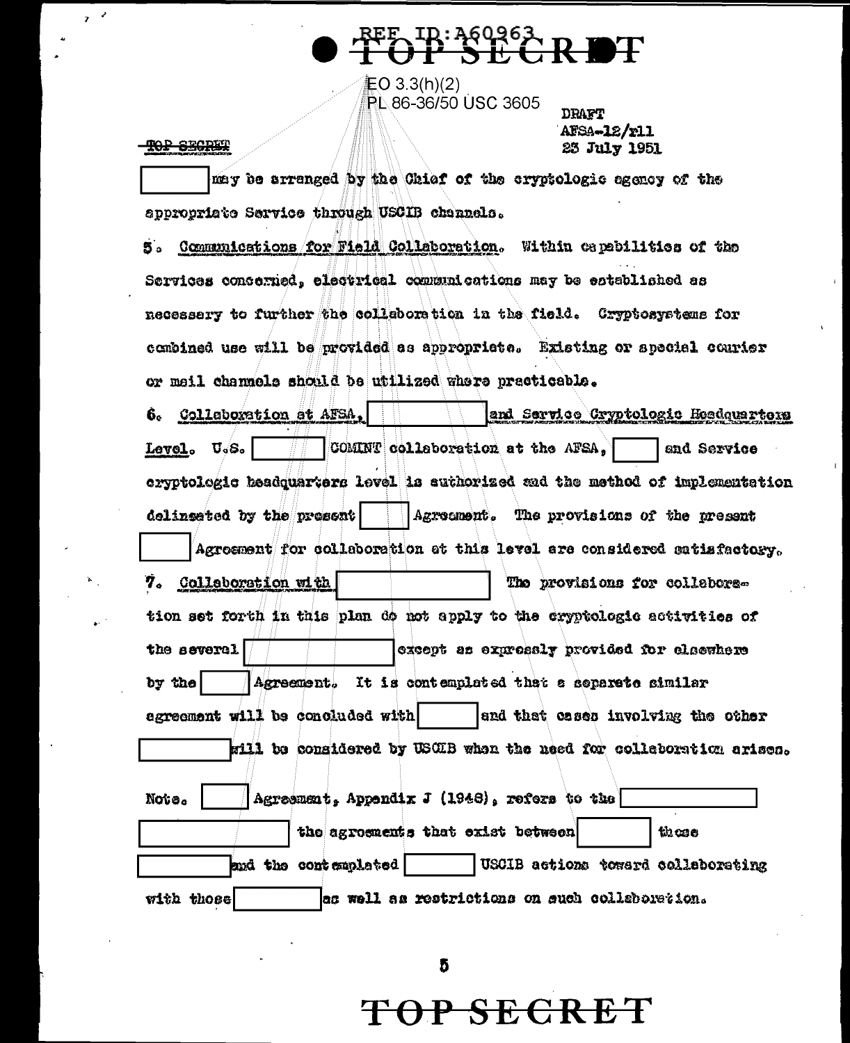REF ID:A60963
TOP SECRET

EO 3.3(h)(2)
PL 86-36/50 USC 3605

~~TOP SECRET~~

DRAFT
AFSA-12/rll
23 July 1951

[ ] may be arranged by the Chief of the cryptologic agency of the appropriate Service through USCIB channels.

5. Communications for Field Collaboration. Within capabilities of the Services concerned, electrical communications may be established as necessary to further the collaboration in the field. Cryptosystems for combined use will be provided as appropriate. Existing or special courier or mail channels should be utilized where practicable.

6. Collaboration at AFSA, [ ] and Service Cryptologic Headquarters Level. U.S. [ ] COMINT collaboration at the AFSA, [ ] and Service cryptologic headquarters level is authorized and the method of implementation delineated by the present [ ] Agreement. The provisions of the present [ ] Agreement for collaboration at this level are considered satisfactory.

7. Collaboration with [ ] The provisions for collaboration set forth in this plan do not apply to the cryptologic activities of the several [ ] except as expressly provided for elsewhere by the [ ] Agreement. It is contemplated that a separate similar agreement will be concluded with [ ] and that cases involving the other [ ] will be considered by USCIB when the need for collaboration arises.

Note. [ ] Agreement, Appendix J (1948), refers to the [ ] [ ] the agreements that exist between [ ] those [ ] and the contemplated [ ] USCIB actions toward collaborating with those [ ] as well as restrictions on such collaboration.

TOP SECRET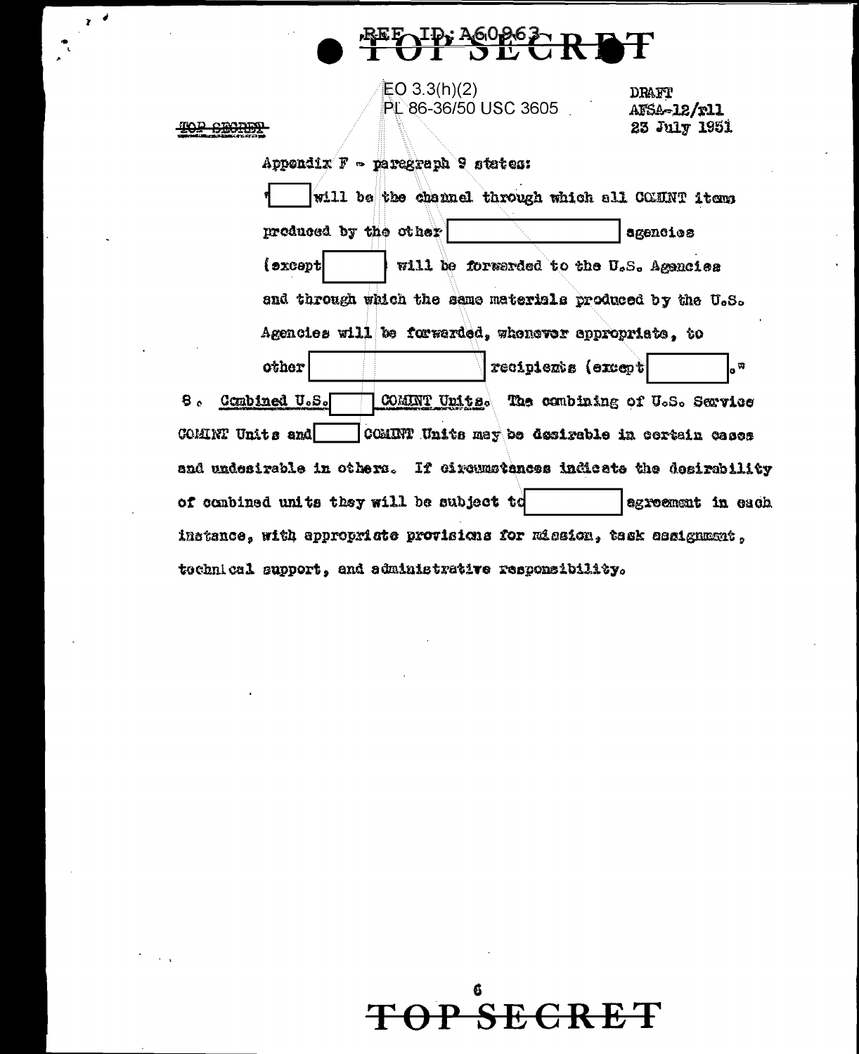EO 3.3(h)(2)
PL 86-36/50 USC 3605

DRAFT
AFSA-12/rll
23 July 1951

Appendix F - paragraph 9 states:

"[ ] will be the channel through which all COMINT items produced by the other [ ] agencies (except [ ]) will be forwarded to the U.S. Agencies and through which the same materials produced by the U.S. Agencies will be forwarded, whenever appropriate, to other [ ] recipients (except [ ])."

8. Combined U.S. [ ] COMINT Units. The combining of U.S. Service COMINT Units and [ ] COMINT Units may be desirable in certain cases and undesirable in others. If circumstances indicate the desirability of combined units they will be subject to [ ] agreement in each instance, with appropriate provisions for mission, task assignment, technical support, and administrative responsibility.